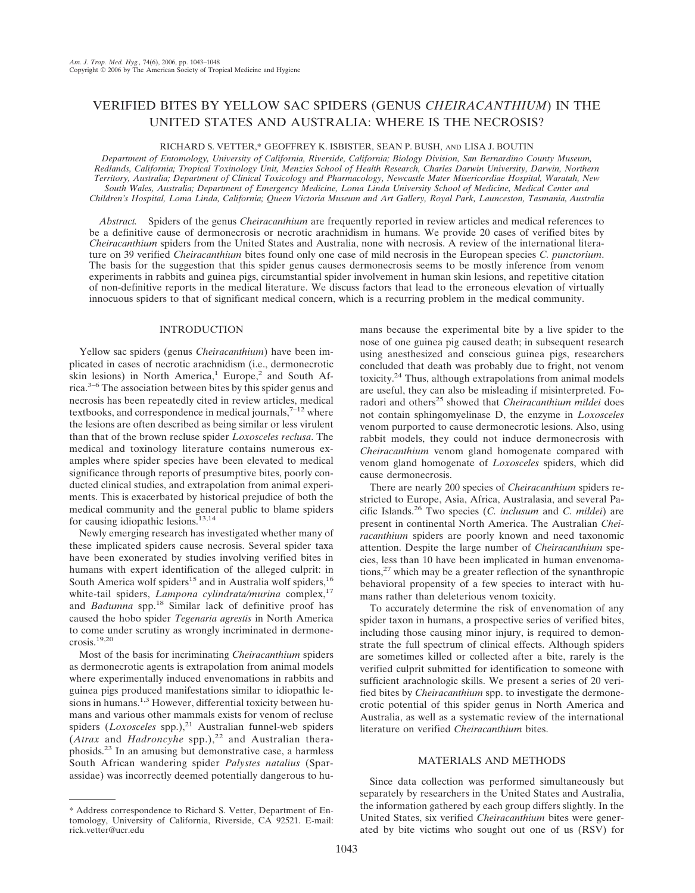# VERIFIED BITES BY YELLOW SAC SPIDERS (GENUS *CHEIRACANTHIUM*) IN THE UNITED STATES AND AUSTRALIA: WHERE IS THE NECROSIS?

RICHARD S. VETTER,* GEOFFREY K. ISBISTER, SEAN P. BUSH, AND LISA J. BOUTIN

*Department of Entomology, University of California, Riverside, California; Biology Division, San Bernardino County Museum, Redlands, California; Tropical Toxinology Unit, Menzies School of Health Research, Charles Darwin University, Darwin, Northern Territory, Australia; Department of Clinical Toxicology and Pharmacology, Newcastle Mater Misericordiae Hospital, Waratah, New South Wales, Australia; Department of Emergency Medicine, Loma Linda University School of Medicine, Medical Center and Children's Hospital, Loma Linda, California; Queen Victoria Museum and Art Gallery, Royal Park, Launceston, Tasmania, Australia*

*Abstract.* Spiders of the genus *Cheiracanthium* are frequently reported in review articles and medical references to be a definitive cause of dermonecrosis or necrotic arachnidism in humans. We provide 20 cases of verified bites by *Cheiracanthium* spiders from the United States and Australia, none with necrosis. A review of the international literature on 39 verified *Cheiracanthium* bites found only one case of mild necrosis in the European species *C. punctorium*. The basis for the suggestion that this spider genus causes dermonecrosis seems to be mostly inference from venom experiments in rabbits and guinea pigs, circumstantial spider involvement in human skin lesions, and repetitive citation of non-definitive reports in the medical literature. We discuss factors that lead to the erroneous elevation of virtually innocuous spiders to that of significant medical concern, which is a recurring problem in the medical community.

## INTRODUCTION

Yellow sac spiders (genus *Cheiracanthium*) have been implicated in cases of necrotic arachnidism (i.e., dermonecrotic skin lesions) in North America,[1] Europe,[2] and South Africa.[3–6] The association between bites by this spider genus and necrosis has been repeatedly cited in review articles, medical textbooks, and correspondence in medical journals,[7–12] where the lesions are often described as being similar or less virulent than that of the brown recluse spider *Loxosceles reclusa*. The medical and toxinology literature contains numerous examples where spider species have been elevated to medical significance through reports of presumptive bites, poorly conducted clinical studies, and extrapolation from animal experiments. This is exacerbated by historical prejudice of both the medical community and the general public to blame spiders for causing idiopathic lesions.[13,14]

Newly emerging research has investigated whether many of these implicated spiders cause necrosis. Several spider taxa have been exonerated by studies involving verified bites in humans with expert identification of the alleged culprit: in South America wolf spiders[15] and in Australia wolf spiders,[16] white-tail spiders, *Lampona cylindrata/murina* complex,[17] and *Badumna* spp.[18] Similar lack of definitive proof has caused the hobo spider *Tegenaria agrestis* in North America to come under scrutiny as wrongly incriminated in dermonecrosis.[19,20]

Most of the basis for incriminating *Cheiracanthium* spiders as dermonecrotic agents is extrapolation from animal models where experimentally induced envenomations in rabbits and guinea pigs produced manifestations similar to idiopathic lesions in humans.[1,3] However, differential toxicity between humans and various other mammals exists for venom of recluse spiders (*Loxosceles* spp.),[21] Australian funnel-web spiders (*Atrax* and *Hadroncyhe* spp.),[22] and Australian theraphosids.[23] In an amusing but demonstrative case, a harmless South African wandering spider *Palystes natalius* (Sparassidae) was incorrectly deemed potentially dangerous to humans because the experimental bite by a live spider to the nose of one guinea pig caused death; in subsequent research using anesthesized and conscious guinea pigs, researchers concluded that death was probably due to fright, not venom toxicity.[24] Thus, although extrapolations from animal models are useful, they can also be misleading if misinterpreted. Foradori and others[25] showed that *Cheiracanthium mildei* does not contain sphingomyelinase D, the enzyme in *Loxosceles* venom purported to cause dermonecrotic lesions. Also, using rabbit models, they could not induce dermonecrosis with *Cheiracanthium* venom gland homogenate compared with venom gland homogenate of *Loxosceles* spiders, which did cause dermonecrosis.

There are nearly 200 species of *Cheiracanthium* spiders restricted to Europe, Asia, Africa, Australasia, and several Pacific Islands.[26] Two species (*C. inclusum* and *C. mildei*) are present in continental North America. The Australian *Cheiracanthium* spiders are poorly known and need taxonomic attention. Despite the large number of *Cheiracanthium* species, less than 10 have been implicated in human envenomations,[27] which may be a greater reflection of the synanthropic behavioral propensity of a few species to interact with humans rather than deleterious venom toxicity.

To accurately determine the risk of envenomation of any spider taxon in humans, a prospective series of verified bites, including those causing minor injury, is required to demonstrate the full spectrum of clinical effects. Although spiders are sometimes killed or collected after a bite, rarely is the verified culprit submitted for identification to someone with sufficient arachnologic skills. We present a series of 20 verified bites by *Cheiracanthium* spp. to investigate the dermonecrotic potential of this spider genus in North America and Australia, as well as a systematic review of the international literature on verified *Cheiracanthium* bites.

## MATERIALS AND METHODS

Since data collection was performed simultaneously but separately by researchers in the United States and Australia, the information gathered by each group differs slightly. In the United States, six verified *Cheiracanthium* bites were generated by bite victims who sought out one of us (RSV) for

---

\* Address correspondence to Richard S. Vetter, Department of Entomology, University of California, Riverside, CA 92521. E-mail: rick.vetter@ucr.edu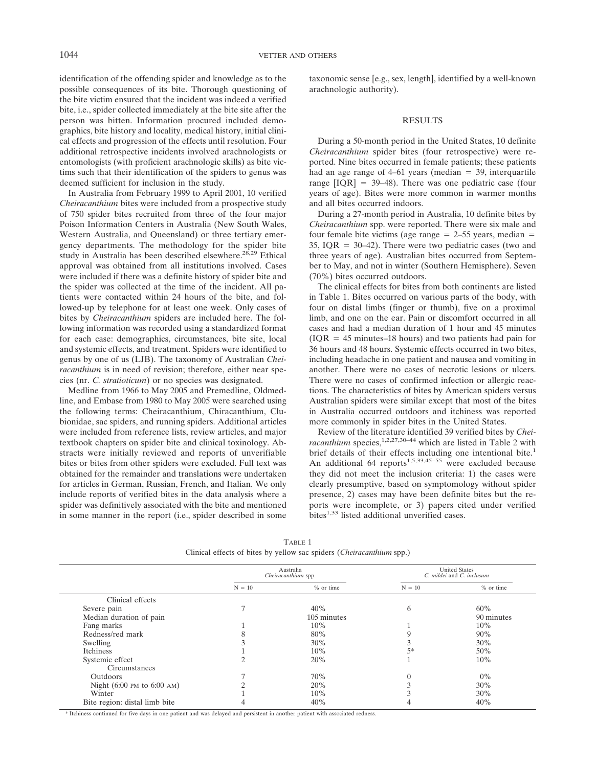identification of the offending spider and knowledge as to the possible consequences of its bite. Thorough questioning of the bite victim ensured that the incident was indeed a verified bite, i.e., spider collected immediately at the bite site after the person was bitten. Information procured included demographics, bite history and locality, medical history, initial clinical effects and progression of the effects until resolution. Four additional retrospective incidents involved arachnologists or entomologists (with proficient arachnologic skills) as bite victims such that their identification of the spiders to genus was deemed sufficient for inclusion in the study.

In Australia from February 1999 to April 2001, 10 verified *Cheiracanthium* bites were included from a prospective study of 750 spider bites recruited from three of the four major Poison Information Centers in Australia (New South Wales, Western Australia, and Queensland) or three tertiary emergency departments. The methodology for the spider bite study in Australia has been described elsewhere.[28,29] Ethical approval was obtained from all institutions involved. Cases were included if there was a definite history of spider bite and the spider was collected at the time of the incident. All patients were contacted within 24 hours of the bite, and followed-up by telephone for at least one week. Only cases of bites by *Cheiracanthium* spiders are included here. The following information was recorded using a standardized format for each case: demographics, circumstances, bite site, local and systemic effects, and treatment. Spiders were identified to genus by one of us (LJB). The taxonomy of Australian *Cheiracanthium* is in need of revision; therefore, either near species (nr. *C. stratioticum*) or no species was designated.

Medline from 1966 to May 2005 and Premedline, Oldmedline, and Embase from 1980 to May 2005 were searched using the following terms: Cheiracanthium, Chiracanthium, Clubionidae, sac spiders, and running spiders. Additional articles were included from reference lists, review articles, and major textbook chapters on spider bite and clinical toxinology. Abstracts were initially reviewed and reports of unverifiable bites or bites from other spiders were excluded. Full text was obtained for the remainder and translations were undertaken for articles in German, Russian, French, and Italian. We only include reports of verified bites in the data analysis where a spider was definitively associated with the bite and mentioned in some manner in the report (i.e., spider described in some taxonomic sense [e.g., sex, length], identified by a well-known arachnologic authority).

## RESULTS

During a 50-month period in the United States, 10 definite *Cheiracanthium* spider bites (four retrospective) were reported. Nine bites occurred in female patients; these patients had an age range of 4–61 years (median = 39, interquartile range [IQR] = 39–48). There was one pediatric case (four years of age). Bites were more common in warmer months and all bites occurred indoors.

During a 27-month period in Australia, 10 definite bites by *Cheiracanthium* spp. were reported. There were six male and four female bite victims (age range = 2–55 years, median = 35, IQR = 30–42). There were two pediatric cases (two and three years of age). Australian bites occurred from September to May, and not in winter (Southern Hemisphere). Seven (70%) bites occurred outdoors.

The clinical effects for bites from both continents are listed in Table 1. Bites occurred on various parts of the body, with four on distal limbs (finger or thumb), five on a proximal limb, and one on the ear. Pain or discomfort occurred in all cases and had a median duration of 1 hour and 45 minutes (IQR = 45 minutes–18 hours) and two patients had pain for 36 hours and 48 hours. Systemic effects occurred in two bites, including headache in one patient and nausea and vomiting in another. There were no cases of necrotic lesions or ulcers. There were no cases of confirmed infection or allergic reactions. The characteristics of bites by American spiders versus Australian spiders were similar except that most of the bites in Australia occurred outdoors and itchiness was reported more commonly in spider bites in the United States.

Review of the literature identified 39 verified bites by *Cheiracanthium* species,[1,2,27,30–44] which are listed in Table 2 with brief details of their effects including one intentional bite.[1] An additional 64 reports[1,5,33,45–55] were excluded because they did not meet the inclusion criteria: 1) the cases were clearly presumptive, based on symptomology without spider presence, 2) cases may have been definite bites but the reports were incomplete, or 3) papers cited under verified bites[1,33] listed additional unverified cases.

Table 1
Clinical effects of bites by yellow sac spiders (*Cheiracanthium* spp.)

| | Australia *Cheiracanthium* spp. | | United States *C. mildei* and *C. inclusum* | |
|---|---|---|---|---|
| | N = 10 | % or time | N = 10 | % or time |
| Clinical effects | | | | |
| Severe pain | 7 | 40% | 6 | 60% |
| Median duration of pain | | 105 minutes | | 90 minutes |
| Fang marks | 1 | 10% | 1 | 10% |
| Redness/red mark | 8 | 80% | 9 | 90% |
| Swelling | 3 | 30% | 3 | 30% |
| Itchiness | 1 | 10% | 5* | 50% |
| Systemic effect | 2 | 20% | 1 | 10% |
| Circumstances | | | | |
| Outdoors | 7 | 70% | 0 | 0% |
| Night (6:00 PM to 6:00 AM) | 2 | 20% | 3 | 30% |
| Winter | 1 | 10% | 3 | 30% |
| Bite region: distal limb bite | 4 | 40% | 4 | 40% |

* Itchiness continued for five days in one patient and was delayed and persistent in another patient with associated redness.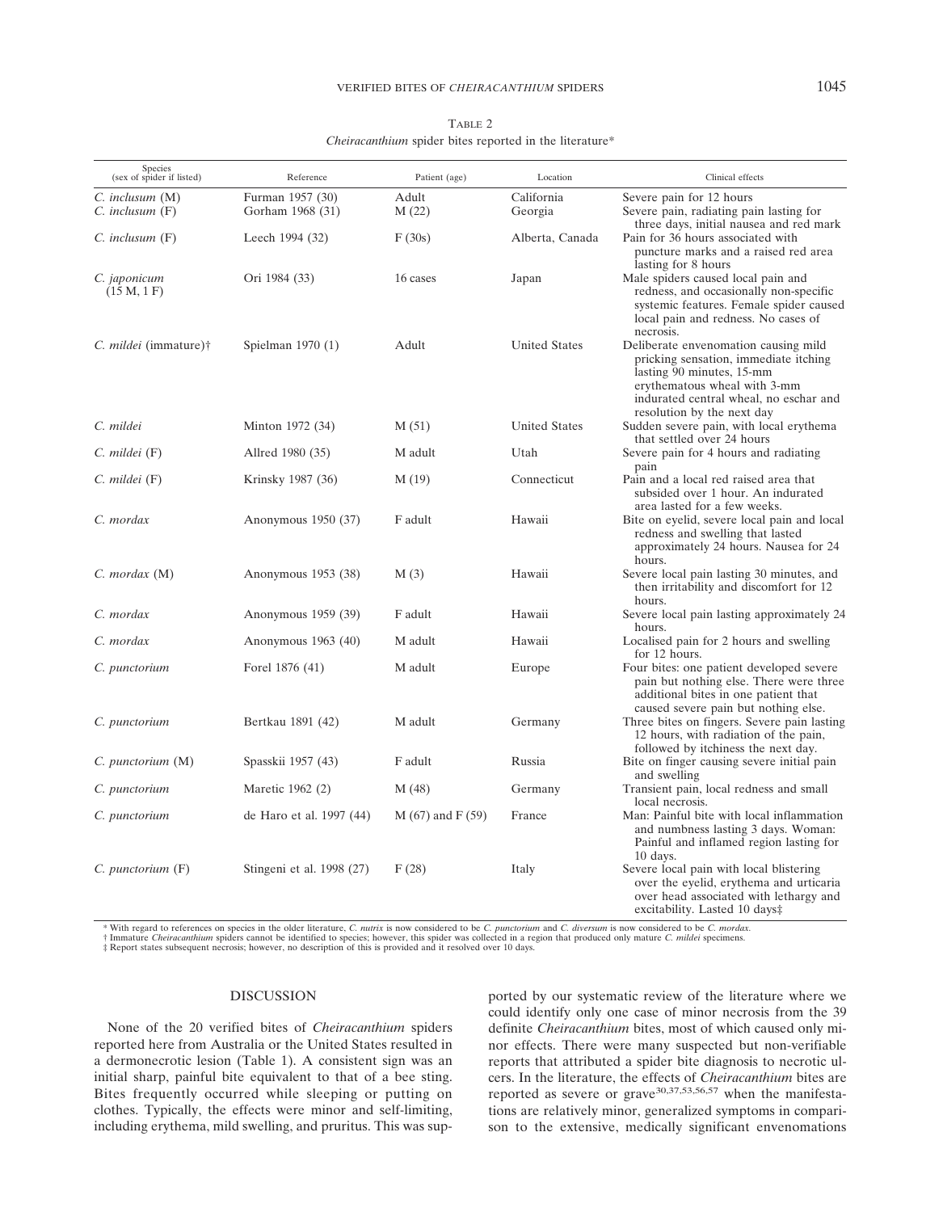TABLE 2

*Cheiracanthium* spider bites reported in the literature*

| Species (sex of spider if listed) | Reference | Patient (age) | Location | Clinical effects |
|---|---|---|---|---|
| *C. inclusum* (M) | Furman 1957 (30) | Adult | California | Severe pain for 12 hours |
| *C. inclusum* (F) | Gorham 1968 (31) | M (22) | Georgia | Severe pain, radiating pain lasting for three days, initial nausea and red mark |
| *C. inclusum* (F) | Leech 1994 (32) | F (30s) | Alberta, Canada | Pain for 36 hours associated with puncture marks and a raised red area lasting for 8 hours |
| *C. japonicum* (15 M, 1 F) | Ori 1984 (33) | 16 cases | Japan | Male spiders caused local pain and redness, and occasionally non-specific systemic features. Female spider caused local pain and redness. No cases of necrosis. |
| *C. mildei* (immature)† | Spielman 1970 (1) | Adult | United States | Deliberate envenomation causing mild pricking sensation, immediate itching lasting 90 minutes, 15-mm erythematous wheal with 3-mm indurated central wheal, no eschar and resolution by the next day |
| *C. mildei* | Minton 1972 (34) | M (51) | United States | Sudden severe pain, with local erythema that settled over 24 hours |
| *C. mildei* (F) | Allred 1980 (35) | M adult | Utah | Severe pain for 4 hours and radiating pain |
| *C. mildei* (F) | Krinsky 1987 (36) | M (19) | Connecticut | Pain and a local red raised area that subsided over 1 hour. An indurated area lasted for a few weeks. |
| *C. mordax* | Anonymous 1950 (37) | F adult | Hawaii | Bite on eyelid, severe local pain and local redness and swelling that lasted approximately 24 hours. Nausea for 24 hours. |
| *C. mordax* (M) | Anonymous 1953 (38) | M (3) | Hawaii | Severe local pain lasting 30 minutes, and then irritability and discomfort for 12 hours. |
| *C. mordax* | Anonymous 1959 (39) | F adult | Hawaii | Severe local pain lasting approximately 24 hours. |
| *C. mordax* | Anonymous 1963 (40) | M adult | Hawaii | Localised pain for 2 hours and swelling for 12 hours. |
| *C. punctorium* | Forel 1876 (41) | M adult | Europe | Four bites: one patient developed severe pain but nothing else. There were three additional bites in one patient that caused severe pain but nothing else. |
| *C. punctorium* | Bertkau 1891 (42) | M adult | Germany | Three bites on fingers. Severe pain lasting 12 hours, with radiation of the pain, followed by itchiness the next day. |
| *C. punctorium* (M) | Spasskii 1957 (43) | F adult | Russia | Bite on finger causing severe initial pain and swelling |
| *C. punctorium* | Maretic 1962 (2) | M (48) | Germany | Transient pain, local redness and small local necrosis. |
| *C. punctorium* | de Haro et al. 1997 (44) | M (67) and F (59) | France | Man: Painful bite with local inflammation and numbness lasting 3 days. Woman: Painful and inflamed region lasting for 10 days. |
| *C. punctorium* (F) | Stingeni et al. 1998 (27) | F (28) | Italy | Severe local pain with local blistering over the eyelid, erythema and urticaria over head associated with lethargy and excitability. Lasted 10 days‡ |

* With regard to references on species in the older literature, *C. nutrix* is now considered to be *C. punctorium* and *C. diversum* is now considered to be *C. mordax*.
† Immature *Cheiracanthium* spiders cannot be identified to species; however, this spider was collected in a region that produced only mature *C. mildei* specimens.
‡ Report states subsequent necrosis; however, no description of this is provided and it resolved over 10 days.

## DISCUSSION

None of the 20 verified bites of *Cheiracanthium* spiders reported here from Australia or the United States resulted in a dermonecrotic lesion (Table 1). A consistent sign was an initial sharp, painful bite equivalent to that of a bee sting. Bites frequently occurred while sleeping or putting on clothes. Typically, the effects were minor and self-limiting, including erythema, mild swelling, and pruritus. This was supported by our systematic review of the literature where we could identify only one case of minor necrosis from the 39 definite *Cheiracanthium* bites, most of which caused only minor effects. There were many suspected but non-verifiable reports that attributed a spider bite diagnosis to necrotic ulcers. In the literature, the effects of *Cheiracanthium* bites are reported as severe or grave[30,37,53,56,57] when the manifestations are relatively minor, generalized symptoms in comparison to the extensive, medically significant envenomations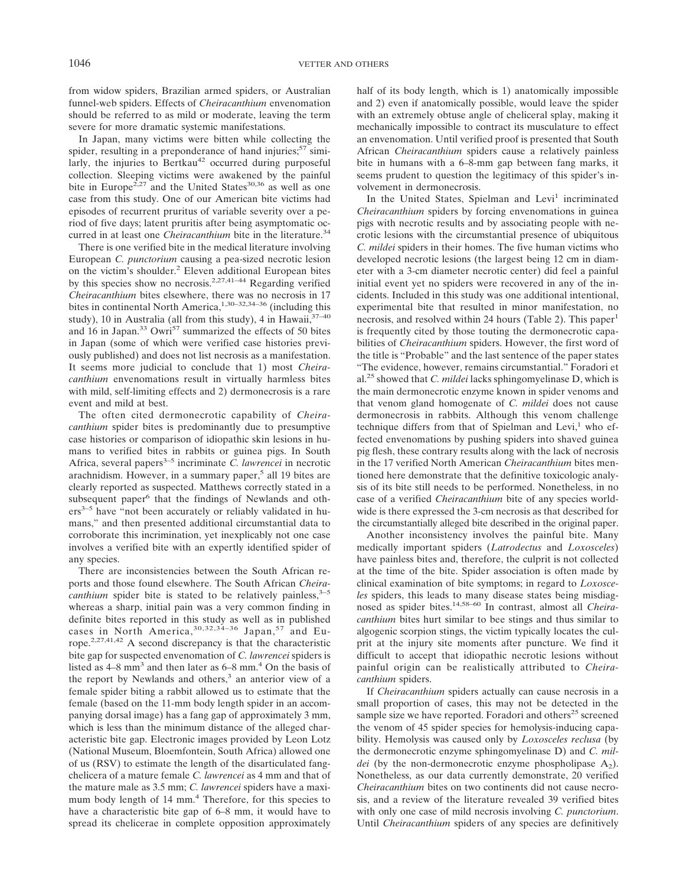from widow spiders, Brazilian armed spiders, or Australian funnel-web spiders. Effects of *Cheiracanthium* envenomation should be referred to as mild or moderate, leaving the term severe for more dramatic systemic manifestations.

In Japan, many victims were bitten while collecting the spider, resulting in a preponderance of hand injuries;[57] similarly, the injuries to Bertkau[42] occurred during purposeful collection. Sleeping victims were awakened by the painful bite in Europe[2,27] and the United States[30,36] as well as one case from this study. One of our American bite victims had episodes of recurrent pruritus of variable severity over a period of five days; latent pruritis after being asymptomatic occurred in at least one *Cheiracanthium* bite in the literature.[34]

There is one verified bite in the medical literature involving European *C. punctorium* causing a pea-sized necrotic lesion on the victim's shoulder.[2] Eleven additional European bites by this species show no necrosis.[2,27,41–44] Regarding verified *Cheiracanthium* bites elsewhere, there was no necrosis in 17 bites in continental North America,[1,30–32,34–36] (including this study), 10 in Australia (all from this study), 4 in Hawaii,[37–40] and 16 in Japan.[33] Owri[57] summarized the effects of 50 bites in Japan (some of which were verified case histories previously published) and does not list necrosis as a manifestation. It seems more judicial to conclude that 1) most *Cheiracanthium* envenomations result in virtually harmless bites with mild, self-limiting effects and 2) dermonecrosis is a rare event and mild at best.

The often cited dermonecrotic capability of *Cheiracanthium* spider bites is predominantly due to presumptive case histories or comparison of idiopathic skin lesions in humans to verified bites in rabbits or guinea pigs. In South Africa, several papers[3–5] incriminate *C. lawrencei* in necrotic arachnidism. However, in a summary paper,[5] all 19 bites are clearly reported as suspected. Matthews correctly stated in a subsequent paper[6] that the findings of Newlands and others[3–5] have "not been accurately or reliably validated in humans," and then presented additional circumstantial data to corroborate this incrimination, yet inexplicably not one case involves a verified bite with an expertly identified spider of any species.

There are inconsistencies between the South African reports and those found elsewhere. The South African *Cheiracanthium* spider bite is stated to be relatively painless,[3–5] whereas a sharp, initial pain was a very common finding in definite bites reported in this study as well as in published cases in North America,[30,32,34–36] Japan,[57] and Europe.[2,27,41,42] A second discrepancy is that the characteristic bite gap for suspected envenomation of *C. lawrencei* spiders is listed as 4–8 mm[3] and then later as 6–8 mm.[4] On the basis of the report by Newlands and others,[3] an anterior view of a female spider biting a rabbit allowed us to estimate that the female (based on the 11-mm body length spider in an accompanying dorsal image) has a fang gap of approximately 3 mm, which is less than the minimum distance of the alleged characteristic bite gap. Electronic images provided by Leon Lotz (National Museum, Bloemfontein, South Africa) allowed one of us (RSV) to estimate the length of the disarticulated fang-chelicera of a mature female *C. lawrencei* as 4 mm and that of the mature male as 3.5 mm; *C. lawrencei* spiders have a maximum body length of 14 mm.[4] Therefore, for this species to have a characteristic bite gap of 6–8 mm, it would have to spread its chelicerae in complete opposition approximately half of its body length, which is 1) anatomically impossible and 2) even if anatomically possible, would leave the spider with an extremely obtuse angle of cheliceral splay, making it mechanically impossible to contract its musculature to effect an envenomation. Until verified proof is presented that South African *Cheiracanthium* spiders cause a relatively painless bite in humans with a 6–8-mm gap between fang marks, it seems prudent to question the legitimacy of this spider's involvement in dermonecrosis.

In the United States, Spielman and Levi[1] incriminated *Cheiracanthium* spiders by forcing envenomations in guinea pigs with necrotic results and by associating people with necrotic lesions with the circumstantial presence of ubiquitous *C. mildei* spiders in their homes. The five human victims who developed necrotic lesions (the largest being 12 cm in diameter with a 3-cm diameter necrotic center) did feel a painful initial event yet no spiders were recovered in any of the incidents. Included in this study was one additional intentional, experimental bite that resulted in minor manifestation, no necrosis, and resolved within 24 hours (Table 2). This paper[1] is frequently cited by those touting the dermonecrotic capabilities of *Cheiracanthium* spiders. However, the first word of the title is "Probable" and the last sentence of the paper states "The evidence, however, remains circumstantial." Foradori et al.[25] showed that *C. mildei* lacks sphingomyelinase D, which is the main dermonecrotic enzyme known in spider venoms and that venom gland homogenate of *C. mildei* does not cause dermonecrosis in rabbits. Although this venom challenge technique differs from that of Spielman and Levi,[1] who effected envenomations by pushing spiders into shaved guinea pig flesh, these contrary results along with the lack of necrosis in the 17 verified North American *Cheiracanthium* bites mentioned here demonstrate that the definitive toxicologic analysis of its bite still needs to be performed. Nonetheless, in no case of a verified *Cheiracanthium* bite of any species worldwide is there expressed the 3-cm necrosis as that described for the circumstantially alleged bite described in the original paper.

Another inconsistency involves the painful bite. Many medically important spiders (*Latrodectus* and *Loxosceles*) have painless bites and, therefore, the culprit is not collected at the time of the bite. Spider association is often made by clinical examination of bite symptoms; in regard to *Loxosceles* spiders, this leads to many disease states being misdiagnosed as spider bites.[14,58–60] In contrast, almost all *Cheiracanthium* bites hurt similar to bee stings and thus similar to algogenic scorpion stings, the victim typically locates the culprit at the injury site moments after puncture. We find it difficult to accept that idiopathic necrotic lesions without painful origin can be realistically attributed to *Cheiracanthium* spiders.

If *Cheiracanthium* spiders actually can cause necrosis in a small proportion of cases, this may not be detected in the sample size we have reported. Foradori and others[25] screened the venom of 45 spider species for hemolysis-inducing capability. Hemolysis was caused only by *Loxosceles reclusa* (by the dermonecrotic enzyme sphingomyelinase D) and *C. mildei* (by the non-dermonecrotic enzyme phospholipase $A_2$). Nonetheless, as our data currently demonstrate, 20 verified *Cheiracanthium* bites on two continents did not cause necrosis, and a review of the literature revealed 39 verified bites with only one case of mild necrosis involving *C. punctorium*. Until *Cheiracanthium* spiders of any species are definitively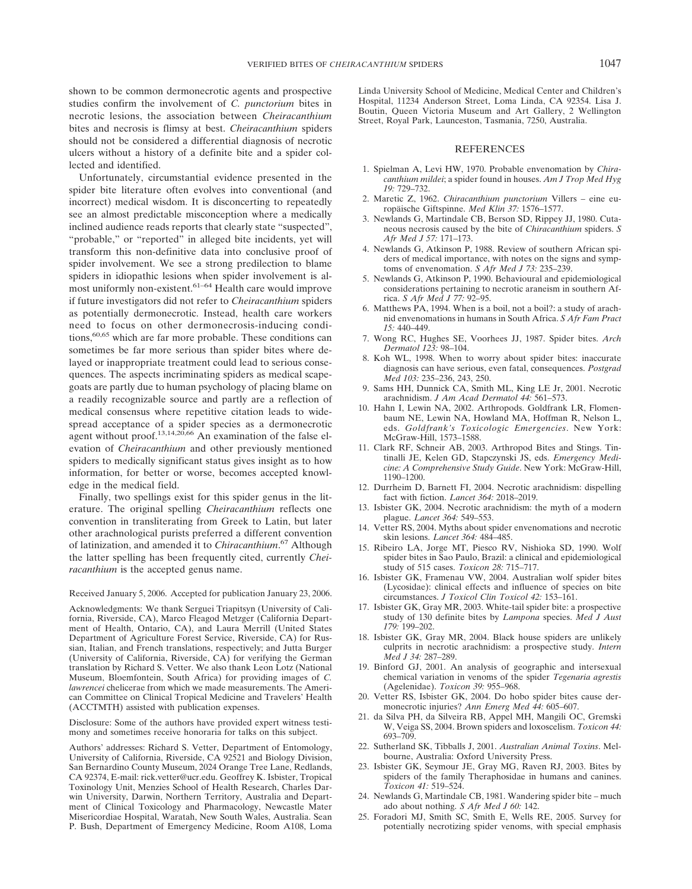shown to be common dermonecrotic agents and prospective studies confirm the involvement of *C. punctorium* bites in necrotic lesions, the association between *Cheiracanthium* bites and necrosis is flimsy at best. *Cheiracanthium* spiders should not be considered a differential diagnosis of necrotic ulcers without a history of a definite bite and a spider collected and identified.

Unfortunately, circumstantial evidence presented in the spider bite literature often evolves into conventional (and incorrect) medical wisdom. It is disconcerting to repeatedly see an almost predictable misconception where a medically inclined audience reads reports that clearly state "suspected", "probable," or "reported" in alleged bite incidents, yet will transform this non-definitive data into conclusive proof of spider involvement. We see a strong predilection to blame spiders in idiopathic lesions when spider involvement is almost uniformly non-existent.[61–64] Health care would improve if future investigators did not refer to *Cheiracanthium* spiders as potentially dermonecrotic. Instead, health care workers need to focus on other dermonecrosis-inducing conditions,[60,65] which are far more probable. These conditions can sometimes be far more serious than spider bites where delayed or inappropriate treatment could lead to serious consequences. The aspects incriminating spiders as medical scapegoats are partly due to human psychology of placing blame on a readily recognizable source and partly are a reflection of medical consensus where repetitive citation leads to widespread acceptance of a spider species as a dermonecrotic agent without proof.[13,14,20,66] An examination of the false elevation of *Cheiracanthium* and other previously mentioned spiders to medically significant status gives insight as to how information, for better or worse, becomes accepted knowledge in the medical field.

Finally, two spellings exist for this spider genus in the literature. The original spelling *Cheiracanthium* reflects one convention in transliterating from Greek to Latin, but later other arachnological purists preferred a different convention of latinization, and amended it to *Chiracanthium*.[67] Although the latter spelling has been frequently cited, currently *Cheiracanthium* is the accepted genus name.

Received January 5, 2006. Accepted for publication January 23, 2006.

Acknowledgments: We thank Serguei Triapitsyn (University of California, Riverside, CA), Marco Fleagod Metzger (California Department of Health, Ontario, CA), and Laura Merrill (United States Department of Agriculture Forest Service, Riverside, CA) for Russian, Italian, and French translations, respectively; and Jutta Burger (University of California, Riverside, CA) for verifying the German translation by Richard S. Vetter. We also thank Leon Lotz (National Museum, Bloemfontein, South Africa) for providing images of *C. lawrencei* chelicerae from which we made measurements. The American Committee on Clinical Tropical Medicine and Travelers' Health (ACCTMTH) assisted with publication expenses.

Disclosure: Some of the authors have provided expert witness testimony and sometimes receive honoraria for talks on this subject.

Authors' addresses: Richard S. Vetter, Department of Entomology, University of California, Riverside, CA 92521 and Biology Division, San Bernardino County Museum, 2024 Orange Tree Lane, Redlands, CA 92374, E-mail: rick.vetter@ucr.edu. Geoffrey K. Isbister, Tropical Toxinology Unit, Menzies School of Health Research, Charles Darwin University, Darwin, Northern Territory, Australia and Department of Clinical Toxicology and Pharmacology, Newcastle Mater Misericordiae Hospital, Waratah, New South Wales, Australia. Sean P. Bush, Department of Emergency Medicine, Room A108, Loma Linda University School of Medicine, Medical Center and Children's Hospital, 11234 Anderson Street, Loma Linda, CA 92354. Lisa J. Boutin, Queen Victoria Museum and Art Gallery, 2 Wellington Street, Royal Park, Launceston, Tasmania, 7250, Australia.

## REFERENCES

1. Spielman A, Levi HW, 1970. Probable envenomation by *Chiracanthium mildei*; a spider found in houses. *Am J Trop Med Hyg 19:* 729–732.
2. Maretic Z, 1962. *Chiracanthium punctorium* Villers – eine europäische Giftspinne. *Med Klin 37:* 1576–1577.
3. Newlands G, Martindale CB, Berson SD, Rippey JJ, 1980. Cutaneous necrosis caused by the bite of *Chiracanthium* spiders. *S Afr Med J 57:* 171–173.
4. Newlands G, Atkinson P, 1988. Review of southern African spiders of medical importance, with notes on the signs and symptoms of envenomation. *S Afr Med J 73:* 235–239.
5. Newlands G, Atkinson P, 1990. Behavioural and epidemiological considerations pertaining to necrotic araneism in southern Africa. *S Afr Med J 77:* 92–95.
6. Matthews PA, 1994. When is a boil, not a boil?: a study of arachnid envenomations in humans in South Africa. *S Afr Fam Pract 15:* 440–449.
7. Wong RC, Hughes SE, Voorhees JJ, 1987. Spider bites. *Arch Dermatol 123:* 98–104.
8. Koh WL, 1998. When to worry about spider bites: inaccurate diagnosis can have serious, even fatal, consequences. *Postgrad Med 103:* 235–236, 243, 250.
9. Sams HH, Dunnick CA, Smith ML, King LE Jr, 2001. Necrotic arachnidism. *J Am Acad Dermatol 44:* 561–573.
10. Hahn I, Lewin NA, 2002. Arthropods. Goldfrank LR, Flomenbaum NE, Lewin NA, Howland MA, Hoffman R, Nelson L, eds. *Goldfrank's Toxicologic Emergencies*. New York: McGraw-Hill, 1573–1588.
11. Clark RF, Schneir AB, 2003. Arthropod Bites and Stings. Tintinalli JE, Kelen GD, Stapczynski JS, eds. *Emergency Medicine: A Comprehensive Study Guide*. New York: McGraw-Hill, 1190–1200.
12. Durrheim D, Barnett FI, 2004. Necrotic arachnidism: dispelling fact with fiction. *Lancet 364:* 2018–2019.
13. Isbister GK, 2004. Necrotic arachnidism: the myth of a modern plague. *Lancet 364:* 549–553.
14. Vetter RS, 2004. Myths about spider envenomations and necrotic skin lesions. *Lancet 364:* 484–485.
15. Ribeiro LA, Jorge MT, Piesco RV, Nishioka SD, 1990. Wolf spider bites in Sao Paulo, Brazil: a clinical and epidemiological study of 515 cases. *Toxicon 28:* 715–717.
16. Isbister GK, Framenau VW, 2004. Australian wolf spider bites (Lycosidae): clinical effects and influence of species on bite circumstances. *J Toxicol Clin Toxicol 42:* 153–161.
17. Isbister GK, Gray MR, 2003. White-tail spider bite: a prospective study of 130 definite bites by *Lampona* species. *Med J Aust 179:* 199–202.
18. Isbister GK, Gray MR, 2004. Black house spiders are unlikely culprits in necrotic arachnidism: a prospective study. *Intern Med J 34:* 287–289.
19. Binford GJ, 2001. An analysis of geographic and intersexual chemical variation in venoms of the spider *Tegenaria agrestis* (Agelenidae). *Toxicon 39:* 955–968.
20. Vetter RS, Isbister GK, 2004. Do hobo spider bites cause dermonecrotic injuries? *Ann Emerg Med 44:* 605–607.
21. da Silva PH, da Silveira RB, Appel MH, Mangili OC, Gremski W, Veiga SS, 2004. Brown spiders and loxoscelism. *Toxicon 44:* 693–709.
22. Sutherland SK, Tibballs J, 2001. *Australian Animal Toxins*. Melbourne, Australia: Oxford University Press.
23. Isbister GK, Seymour JE, Gray MG, Raven RJ, 2003. Bites by spiders of the family Theraphosidae in humans and canines. *Toxicon 41:* 519–524.
24. Newlands G, Martindale CB, 1981. Wandering spider bite – much ado about nothing. *S Afr Med J 60:* 142.
25. Foradori MJ, Smith SC, Smith E, Wells RE, 2005. Survey for potentially necrotizing spider venoms, with special emphasis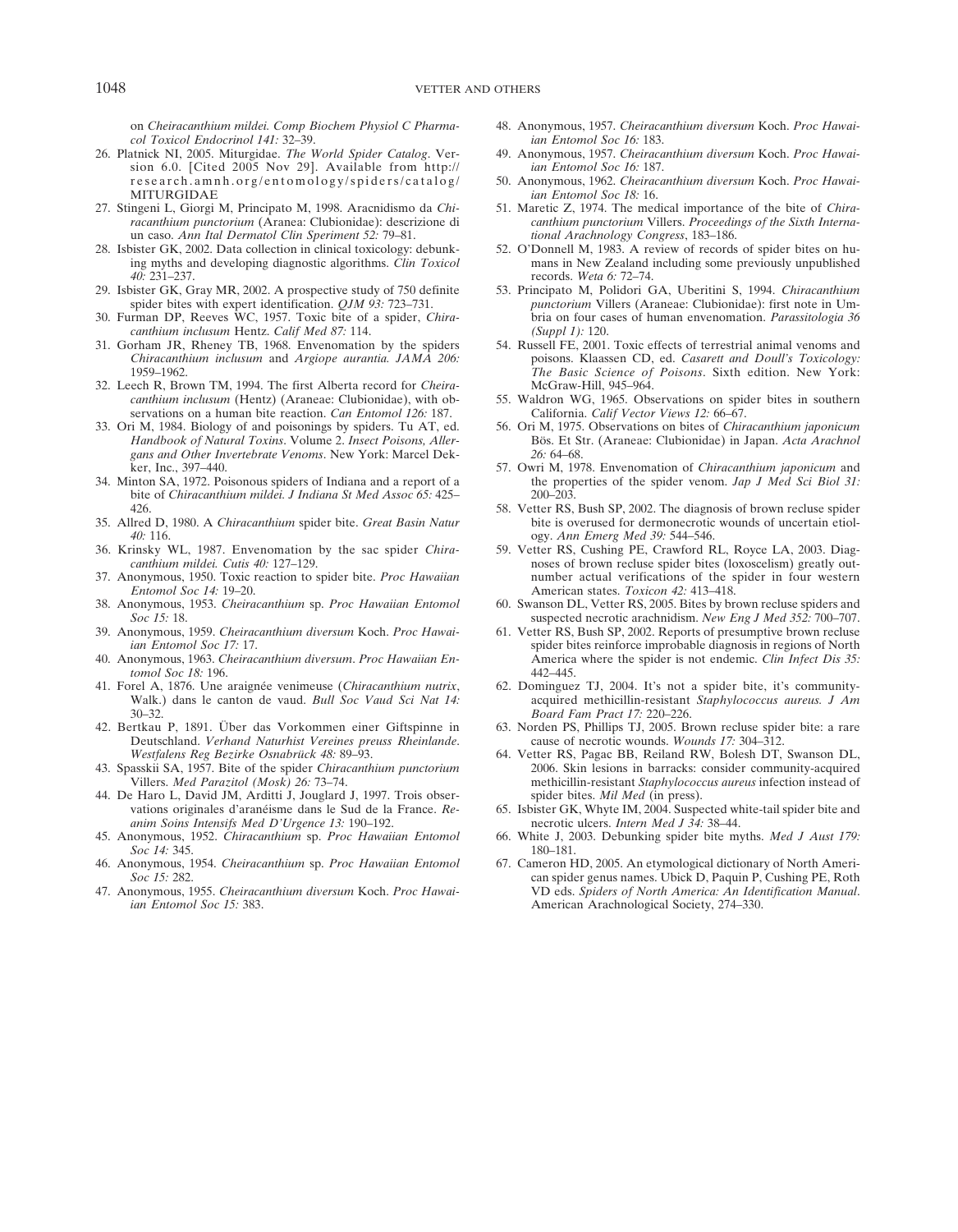on *Cheiracanthium mildei. Comp Biochem Physiol C Pharmacol Toxicol Endocrinol 141:* 32–39.

26. Platnick NI, 2005. Miturgidae. *The World Spider Catalog*. Version 6.0. [Cited 2005 Nov 29]. Available from http://research.amnh.org/entomology/spiders/catalog/MITURGIDAE
27. Stingeni L, Giorgi M, Principato M, 1998. Aracnidismo da *Chiracanthium punctorium* (Aranea: Clubionidae): descrizione di un caso. *Ann Ital Dermatol Clin Speriment 52:* 79–81.
28. Isbister GK, 2002. Data collection in clinical toxicology: debunking myths and developing diagnostic algorithms. *Clin Toxicol 40:* 231–237.
29. Isbister GK, Gray MR, 2002. A prospective study of 750 definite spider bites with expert identification. *QJM 93:* 723–731.
30. Furman DP, Reeves WC, 1957. Toxic bite of a spider, *Chiracanthium inclusum* Hentz. *Calif Med 87:* 114.
31. Gorham JR, Rheney TB, 1968. Envenomation by the spiders *Chiracanthium inclusum* and *Argiope aurantia. JAMA 206:* 1959–1962.
32. Leech R, Brown TM, 1994. The first Alberta record for *Cheiracanthium inclusum* (Hentz) (Araneae: Clubionidae), with observations on a human bite reaction. *Can Entomol 126:* 187.
33. Ori M, 1984. Biology of and poisonings by spiders. Tu AT, ed. *Handbook of Natural Toxins*. Volume 2. *Insect Poisons, Allergans and Other Invertebrate Venoms*. New York: Marcel Dekker, Inc., 397–440.
34. Minton SA, 1972. Poisonous spiders of Indiana and a report of a bite of *Chiracanthium mildei. J Indiana St Med Assoc 65:* 425–426.
35. Allred D, 1980. A *Chiracanthium* spider bite. *Great Basin Natur 40:* 116.
36. Krinsky WL, 1987. Envenomation by the sac spider *Chiracanthium mildei. Cutis 40:* 127–129.
37. Anonymous, 1950. Toxic reaction to spider bite. *Proc Hawaiian Entomol Soc 14:* 19–20.
38. Anonymous, 1953. *Cheiracanthium* sp. *Proc Hawaiian Entomol Soc 15:* 18.
39. Anonymous, 1959. *Cheiracanthium diversum* Koch. *Proc Hawaiian Entomol Soc 17:* 17.
40. Anonymous, 1963. *Cheiracanthium diversum*. *Proc Hawaiian Entomol Soc 18:* 196.
41. Forel A, 1876. Une araignée venimeuse (*Chiracanthium nutrix*, Walk.) dans le canton de vaud. *Bull Soc Vaud Sci Nat 14:* 30–32.
42. Bertkau P, 1891. Über das Vorkommen einer Giftspinne in Deutschland. *Verhand Naturhist Vereines preuss Rheinlande. Westfalens Reg Bezirke Osnabrück 48:* 89–93.
43. Spasskii SA, 1957. Bite of the spider *Chiracanthium punctorium* Villers. *Med Parazitol (Mosk) 26:* 73–74.
44. De Haro L, David JM, Arditti J, Jouglard J, 1997. Trois observations originales d'aranéisme dans le Sud de la France. *Reanim Soins Intensifs Med D'Urgence 13:* 190–192.
45. Anonymous, 1952. *Chiracanthium* sp. *Proc Hawaiian Entomol Soc 14:* 345.
46. Anonymous, 1954. *Cheiracanthium* sp. *Proc Hawaiian Entomol Soc 15:* 282.
47. Anonymous, 1955. *Cheiracanthium diversum* Koch. *Proc Hawaiian Entomol Soc 15:* 383.
48. Anonymous, 1957. *Cheiracanthium diversum* Koch. *Proc Hawaiian Entomol Soc 16:* 183.
49. Anonymous, 1957. *Cheiracanthium diversum* Koch. *Proc Hawaiian Entomol Soc 16:* 187.
50. Anonymous, 1962. *Cheiracanthium diversum* Koch. *Proc Hawaiian Entomol Soc 18:* 16.
51. Maretic Z, 1974. The medical importance of the bite of *Chiracanthium punctorium* Villers. *Proceedings of the Sixth International Arachnology Congress*, 183–186.
52. O'Donnell M, 1983. A review of records of spider bites on humans in New Zealand including some previously unpublished records. *Weta 6:* 72–74.
53. Principato M, Polidori GA, Uberitini S, 1994. *Chiracanthium punctorium* Villers (Araneae: Clubionidae): first note in Umbria on four cases of human envenomation. *Parassitologia 36 (Suppl 1):* 120.
54. Russell FE, 2001. Toxic effects of terrestrial animal venoms and poisons. Klaassen CD, ed. *Casarett and Doull's Toxicology: The Basic Science of Poisons*. Sixth edition. New York: McGraw-Hill, 945–964.
55. Waldron WG, 1965. Observations on spider bites in southern California. *Calif Vector Views 12:* 66–67.
56. Ori M, 1975. Observations on bites of *Chiracanthium japonicum* Bös. Et Str. (Araneae: Clubionidae) in Japan. *Acta Arachnol 26:* 64–68.
57. Owri M, 1978. Envenomation of *Chiracanthium japonicum* and the properties of the spider venom. *Jap J Med Sci Biol 31:* 200–203.
58. Vetter RS, Bush SP, 2002. The diagnosis of brown recluse spider bite is overused for dermonecrotic wounds of uncertain etiology. *Ann Emerg Med 39:* 544–546.
59. Vetter RS, Cushing PE, Crawford RL, Royce LA, 2003. Diagnoses of brown recluse spider bites (loxoscelism) greatly outnumber actual verifications of the spider in four western American states. *Toxicon 42:* 413–418.
60. Swanson DL, Vetter RS, 2005. Bites by brown recluse spiders and suspected necrotic arachnidism. *New Eng J Med 352:* 700–707.
61. Vetter RS, Bush SP, 2002. Reports of presumptive brown recluse spider bites reinforce improbable diagnosis in regions of North America where the spider is not endemic. *Clin Infect Dis 35:* 442–445.
62. Dominguez TJ, 2004. It's not a spider bite, it's community-acquired methicillin-resistant *Staphylococcus aureus. J Am Board Fam Pract 17:* 220–226.
63. Norden PS, Phillips TJ, 2005. Brown recluse spider bite: a rare cause of necrotic wounds. *Wounds 17:* 304–312.
64. Vetter RS, Pagac BB, Reiland RW, Bolesh DT, Swanson DL, 2006. Skin lesions in barracks: consider community-acquired methicillin-resistant *Staphylococcus aureus* infection instead of spider bites. *Mil Med* (in press).
65. Isbister GK, Whyte IM, 2004. Suspected white-tail spider bite and necrotic ulcers. *Intern Med J 34:* 38–44.
66. White J, 2003. Debunking spider bite myths. *Med J Aust 179:* 180–181.
67. Cameron HD, 2005. An etymological dictionary of North American spider genus names. Ubick D, Paquin P, Cushing PE, Roth VD eds. *Spiders of North America: An Identification Manual*. American Arachnological Society, 274–330.